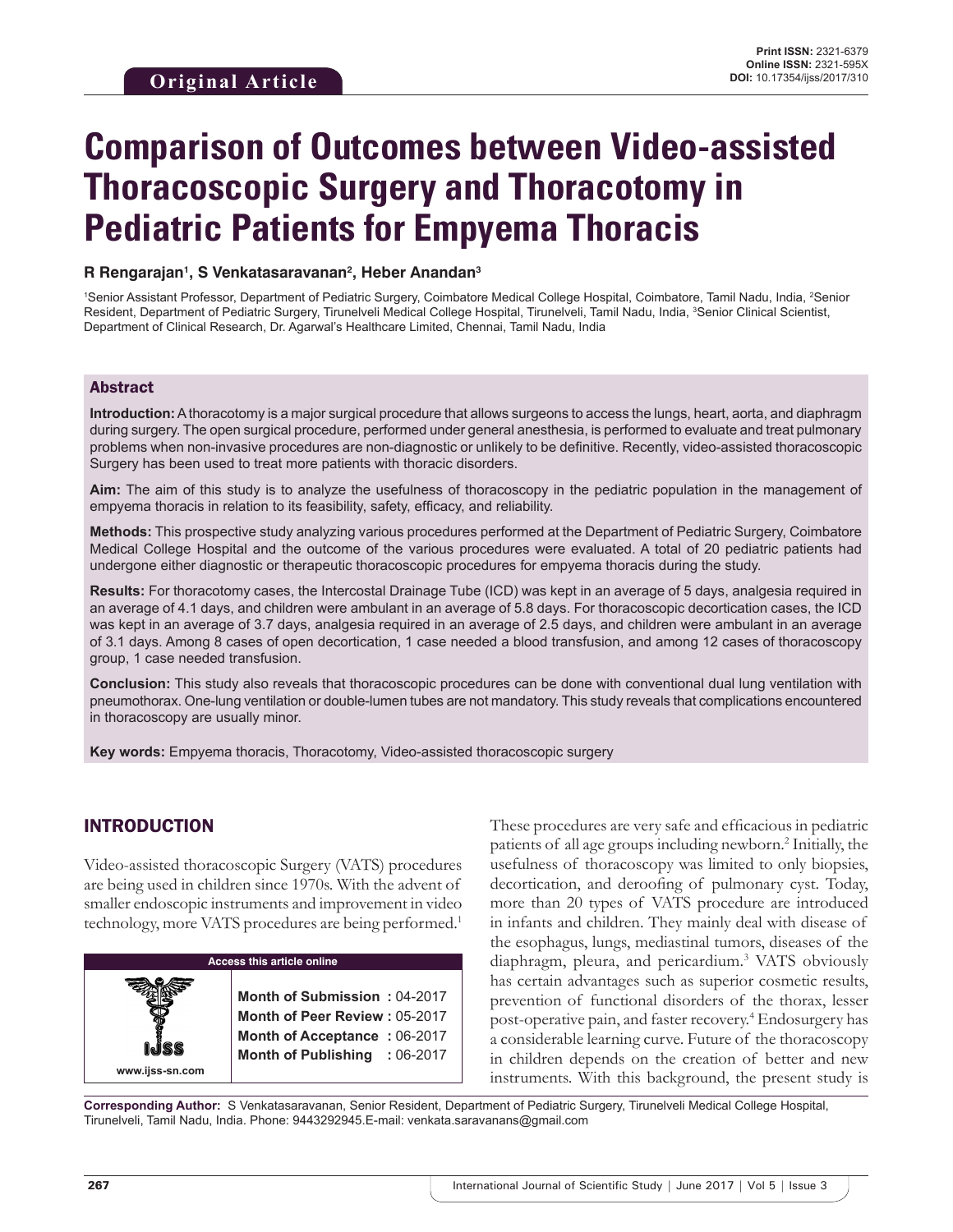**Original Article**

**Print ISSN:** 2321-6379
**Online ISSN:** 2321-595X
**DOI:** 10.17354/ijss/2017/310

# Comparison of Outcomes between Video-assisted Thoracoscopic Surgery and Thoracotomy in Pediatric Patients for Empyema Thoracis

**R Rengarajan[1], S Venkatasaravanan[2], Heber Anandan[3]**

[1]Senior Assistant Professor, Department of Pediatric Surgery, Coimbatore Medical College Hospital, Coimbatore, Tamil Nadu, India, [2]Senior Resident, Department of Pediatric Surgery, Tirunelveli Medical College Hospital, Tirunelveli, Tamil Nadu, India, [3]Senior Clinical Scientist, Department of Clinical Research, Dr. Agarwal's Healthcare Limited, Chennai, Tamil Nadu, India

## Abstract

**Introduction:** A thoracotomy is a major surgical procedure that allows surgeons to access the lungs, heart, aorta, and diaphragm during surgery. The open surgical procedure, performed under general anesthesia, is performed to evaluate and treat pulmonary problems when non-invasive procedures are non-diagnostic or unlikely to be definitive. Recently, video-assisted thoracoscopic Surgery has been used to treat more patients with thoracic disorders.

**Aim:** The aim of this study is to analyze the usefulness of thoracoscopy in the pediatric population in the management of empyema thoracis in relation to its feasibility, safety, efficacy, and reliability.

**Methods:** This prospective study analyzing various procedures performed at the Department of Pediatric Surgery, Coimbatore Medical College Hospital and the outcome of the various procedures were evaluated. A total of 20 pediatric patients had undergone either diagnostic or therapeutic thoracoscopic procedures for empyema thoracis during the study.

**Results:** For thoracotomy cases, the Intercostal Drainage Tube (ICD) was kept in an average of 5 days, analgesia required in an average of 4.1 days, and children were ambulant in an average of 5.8 days. For thoracoscopic decortication cases, the ICD was kept in an average of 3.7 days, analgesia required in an average of 2.5 days, and children were ambulant in an average of 3.1 days. Among 8 cases of open decortication, 1 case needed a blood transfusion, and among 12 cases of thoracoscopy group, 1 case needed transfusion.

**Conclusion:** This study also reveals that thoracoscopic procedures can be done with conventional dual lung ventilation with pneumothorax. One-lung ventilation or double-lumen tubes are not mandatory. This study reveals that complications encountered in thoracoscopy are usually minor.

**Key words:** Empyema thoracis, Thoracotomy, Video-assisted thoracoscopic surgery

## INTRODUCTION

Video-assisted thoracoscopic Surgery (VATS) procedures are being used in children since 1970s. With the advent of smaller endoscopic instruments and improvement in video technology, more VATS procedures are being performed.[1] These procedures are very safe and efficacious in pediatric patients of all age groups including newborn.[2] Initially, the usefulness of thoracoscopy was limited to only biopsies, decortication, and deroofing of pulmonary cyst. Today, more than 20 types of VATS procedure are introduced in infants and children. They mainly deal with disease of the esophagus, lungs, mediastinal tumors, diseases of the diaphragm, pleura, and pericardium.[3] VATS obviously has certain advantages such as superior cosmetic results, prevention of functional disorders of the thorax, lesser post-operative pain, and faster recovery.[4] Endosurgery has a considerable learning curve. Future of the thoracoscopy in children depends on the creation of better and new instruments. With this background, the present study is

| Access this article online | |
|---|---|
| www.ijss-sn.com | **Month of Submission :** 04-2017 |
| | **Month of Peer Review :** 05-2017 |
| | **Month of Acceptance :** 06-2017 |
| | **Month of Publishing :** 06-2017 |

**Corresponding Author:** S Venkatasaravanan, Senior Resident, Department of Pediatric Surgery, Tirunelveli Medical College Hospital, Tirunelveli, Tamil Nadu, India. Phone: 9443292945. E-mail: venkata.saravanans@gmail.com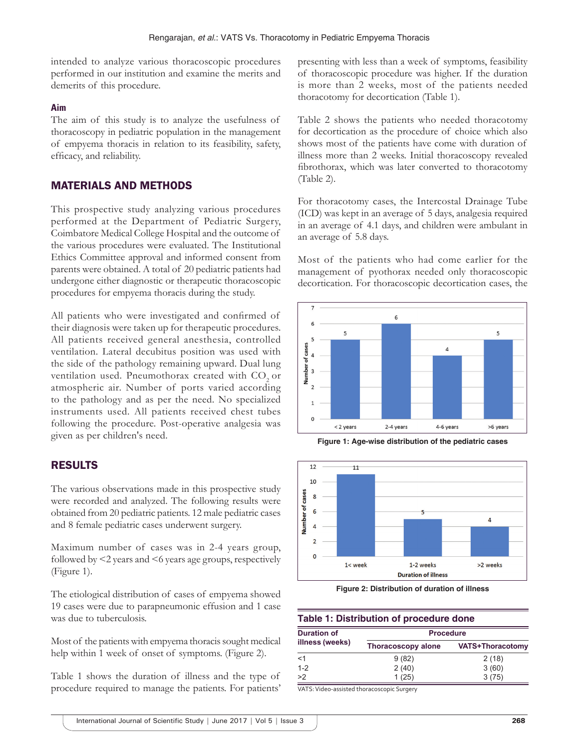intended to analyze various thoracoscopic procedures performed in our institution and examine the merits and demerits of this procedure.

### Aim

The aim of this study is to analyze the usefulness of thoracoscopy in pediatric population in the management of empyema thoracis in relation to its feasibility, safety, efficacy, and reliability.

## MATERIALS AND METHODS

This prospective study analyzing various procedures performed at the Department of Pediatric Surgery, Coimbatore Medical College Hospital and the outcome of the various procedures were evaluated. The Institutional Ethics Committee approval and informed consent from parents were obtained. A total of 20 pediatric patients had undergone either diagnostic or therapeutic thoracoscopic procedures for empyema thoracis during the study.

All patients who were investigated and confirmed of their diagnosis were taken up for therapeutic procedures. All patients received general anesthesia, controlled ventilation. Lateral decubitus position was used with the side of the pathology remaining upward. Dual lung ventilation used. Pneumothorax created with $CO_2$ or atmospheric air. Number of ports varied according to the pathology and as per the need. No specialized instruments used. All patients received chest tubes following the procedure. Post-operative analgesia was given as per children's need.

## RESULTS

The various observations made in this prospective study were recorded and analyzed. The following results were obtained from 20 pediatric patients. 12 male pediatric cases and 8 female pediatric cases underwent surgery.

Maximum number of cases was in 2-4 years group, followed by <2 years and <6 years age groups, respectively (Figure 1).

The etiological distribution of cases of empyema showed 19 cases were due to parapneumonic effusion and 1 case was due to tuberculosis.

Most of the patients with empyema thoracis sought medical help within 1 week of onset of symptoms. (Figure 2).

Table 1 shows the duration of illness and the type of procedure required to manage the patients. For patients' presenting with less than a week of symptoms, feasibility of thoracoscopic procedure was higher. If the duration is more than 2 weeks, most of the patients needed thoracotomy for decortication (Table 1).

Table 2 shows the patients who needed thoracotomy for decortication as the procedure of choice which also shows most of the patients have come with duration of illness more than 2 weeks. Initial thoracoscopy revealed fibrothorax, which was later converted to thoracotomy (Table 2).

For thoracotomy cases, the Intercostal Drainage Tube (ICD) was kept in an average of 5 days, analgesia required in an average of 4.1 days, and children were ambulant in an average of 5.8 days.

Most of the patients who had come earlier for the management of pyothorax needed only thoracoscopic decortication. For thoracoscopic decortication cases, the

Figure 1: Age-wise distribution of the pediatric cases

Figure 2: Distribution of duration of illness

**Table 1: Distribution of procedure done**

| Duration of illness (weeks) | Procedure | |
|---|---|---|
| | Thoracoscopy alone | VATS+Thoracotomy |
| <1 | 9 (82) | 2 (18) |
| 1-2 | 2 (40) | 3 (60) |
| >2 | 1 (25) | 3 (75) |

VATS: Video-assisted thoracoscopic Surgery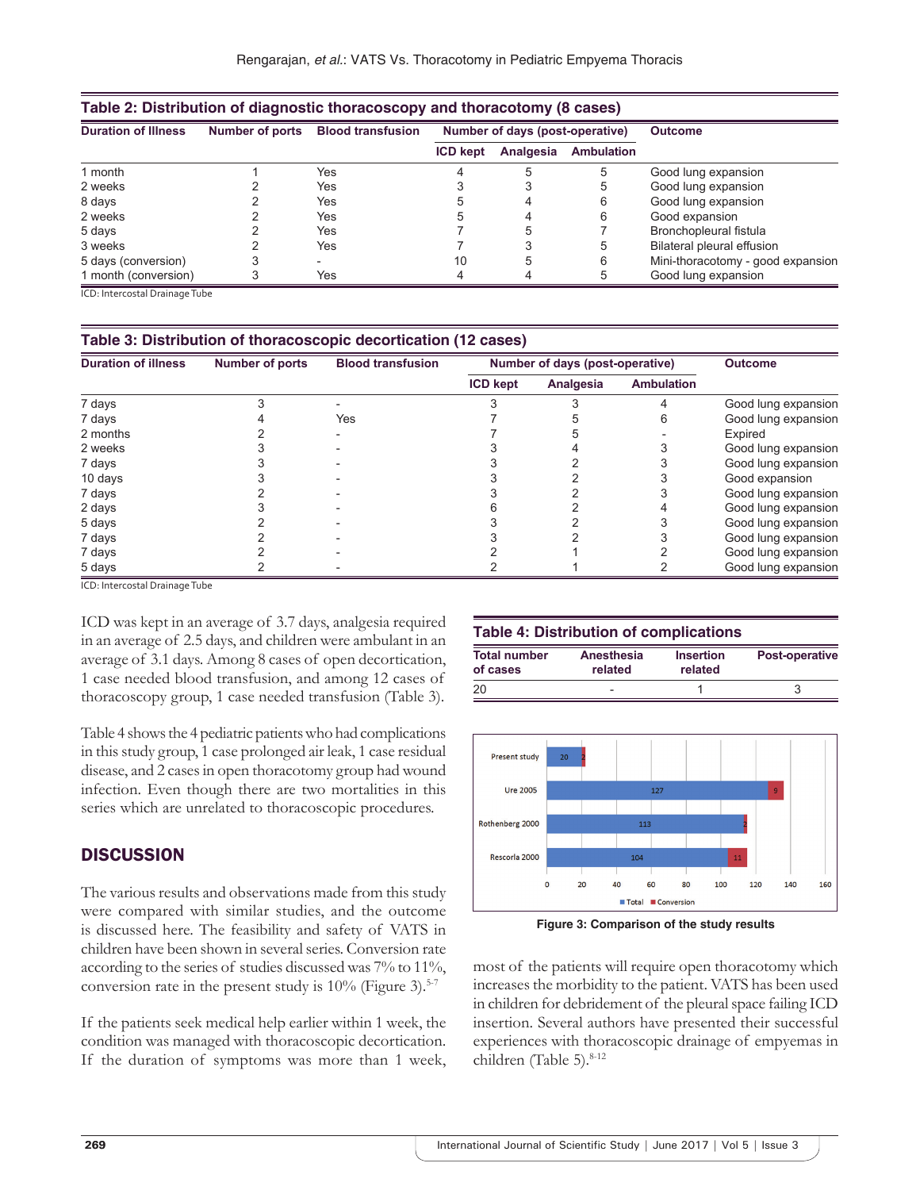**Table 2: Distribution of diagnostic thoracoscopy and thoracotomy (8 cases)**

| Duration of Illness | Number of ports | Blood transfusion | Number of days (post-operative) | | | Outcome |
|---|---|---|---|---|---|---|
| | | | ICD kept | Analgesia | Ambulation | |
| 1 month | 1 | Yes | 4 | 5 | 5 | Good lung expansion |
| 2 weeks | 2 | Yes | 3 | 3 | 5 | Good lung expansion |
| 8 days | 2 | Yes | 5 | 4 | 6 | Good lung expansion |
| 2 weeks | 2 | Yes | 5 | 4 | 6 | Good expansion |
| 5 days | 2 | Yes | 7 | 5 | 7 | Bronchopleural fistula |
| 3 weeks | 2 | Yes | 7 | 3 | 5 | Bilateral pleural effusion |
| 5 days (conversion) | 3 | - | 10 | 5 | 6 | Mini-thoracotomy - good expansion |
| 1 month (conversion) | 3 | Yes | 4 | 4 | 5 | Good lung expansion |

ICD: Intercostal Drainage Tube

**Table 3: Distribution of thoracoscopic decortication (12 cases)**

| Duration of illness | Number of ports | Blood transfusion | Number of days (post-operative) | | | Outcome |
|---|---|---|---|---|---|---|
| | | | ICD kept | Analgesia | Ambulation | |
| 7 days | 3 | - | 3 | 3 | 4 | Good lung expansion |
| 7 days | 4 | Yes | 7 | 5 | 6 | Good lung expansion |
| 2 months | 2 | - | 7 | 5 | - | Expired |
| 2 weeks | 3 | - | 3 | 4 | 3 | Good lung expansion |
| 7 days | 3 | - | 3 | 2 | 3 | Good lung expansion |
| 10 days | 3 | - | 3 | 2 | 3 | Good expansion |
| 7 days | 2 | - | 3 | 2 | 3 | Good lung expansion |
| 2 days | 3 | - | 6 | 2 | 4 | Good lung expansion |
| 5 days | 2 | - | 3 | 2 | 3 | Good lung expansion |
| 7 days | 2 | - | 3 | 2 | 3 | Good lung expansion |
| 7 days | 2 | - | 2 | 1 | 2 | Good lung expansion |
| 5 days | 2 | - | 2 | 1 | 2 | Good lung expansion |

ICD: Intercostal Drainage Tube

ICD was kept in an average of 3.7 days, analgesia required in an average of 2.5 days, and children were ambulant in an average of 3.1 days. Among 8 cases of open decortication, 1 case needed blood transfusion, and among 12 cases of thoracoscopy group, 1 case needed transfusion (Table 3).

Table 4 shows the 4 pediatric patients who had complications in this study group, 1 case prolonged air leak, 1 case residual disease, and 2 cases in open thoracotomy group had wound infection. Even though there are two mortalities in this series which are unrelated to thoracoscopic procedures.

**Table 4: Distribution of complications**

| Total number of cases | Anesthesia related | Insertion related | Post-operative |
|---|---|---|---|
| 20 | - | 1 | 3 |

## DISCUSSION

The various results and observations made from this study were compared with similar studies, and the outcome is discussed here. The feasibility and safety of VATS in children have been shown in several series. Conversion rate according to the series of studies discussed was 7% to 11%, conversion rate in the present study is 10% (Figure 3).[5-7]

Figure 3: Comparison of the study results

If the patients seek medical help earlier within 1 week, the condition was managed with thoracoscopic decortication. If the duration of symptoms was more than 1 week, most of the patients will require open thoracotomy which increases the morbidity to the patient. VATS has been used in children for debridement of the pleural space failing ICD insertion. Several authors have presented their successful experiences with thoracoscopic drainage of empyemas in children (Table 5).[8-12]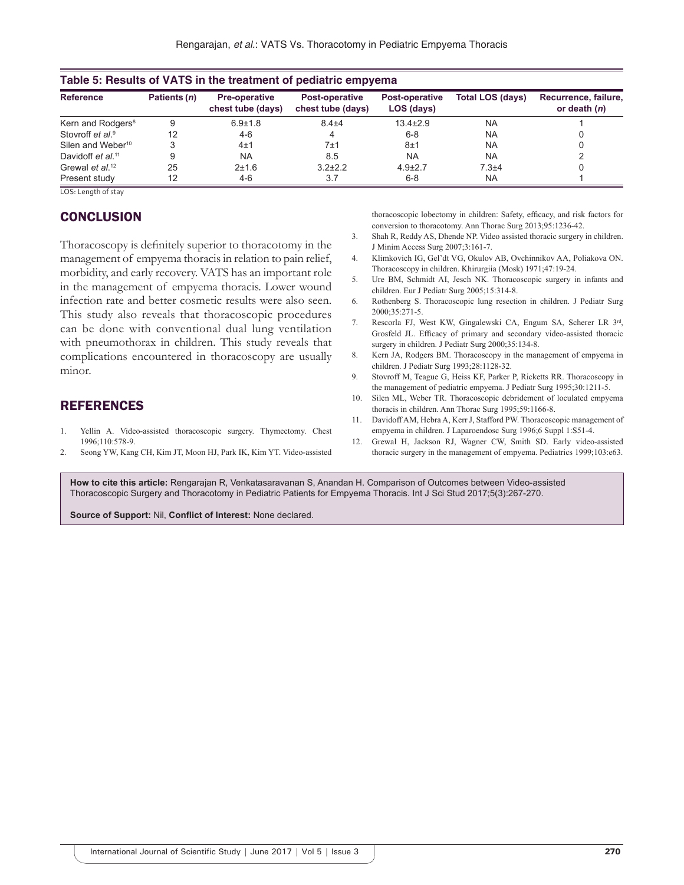**Table 5: Results of VATS in the treatment of pediatric empyema**

| Reference | Patients (*n*) | Pre-operative chest tube (days) | Post-operative chest tube (days) | Post-operative LOS (days) | Total LOS (days) | Recurrence, failure, or death (*n*) |
|---|---|---|---|---|---|---|
| Kern and Rodgers[8] | 9 | 6.9±1.8 | 8.4±4 | 13.4±2.9 | NA | 1 |
| Stovroff *et al.*[9] | 12 | 4-6 | 4 | 6-8 | NA | 0 |
| Silen and Weber[10] | 3 | 4±1 | 7±1 | 8±1 | NA | 0 |
| Davidoff *et al.*[11] | 9 | NA | 8.5 | NA | NA | 2 |
| Grewal *et al.*[12] | 25 | 2±1.6 | 3.2±2.2 | 4.9±2.7 | 7.3±4 | 0 |
| Present study | 12 | 4-6 | 3.7 | 6-8 | NA | 1 |

LOS: Length of stay

## CONCLUSION

Thoracoscopy is definitely superior to thoracotomy in the management of empyema thoracis in relation to pain relief, morbidity, and early recovery. VATS has an important role in the management of empyema thoracis. Lower wound infection rate and better cosmetic results were also seen. This study also reveals that thoracoscopic procedures can be done with conventional dual lung ventilation with pneumothorax in children. This study reveals that complications encountered in thoracoscopy are usually minor.

## REFERENCES

1. Yellin A. Video-assisted thoracoscopic surgery. Thymectomy. Chest 1996;110:578-9.
2. Seong YW, Kang CH, Kim JT, Moon HJ, Park IK, Kim YT. Video-assisted thoracoscopic lobectomy in children: Safety, efficacy, and risk factors for conversion to thoracotomy. Ann Thorac Surg 2013;95:1236-42.
3. Shah R, Reddy AS, Dhende NP. Video assisted thoracic surgery in children. J Minim Access Surg 2007;3:161-7.
4. Klimkovich IG, Gel'dt VG, Okulov AB, Ovchinnikov AA, Poliakova ON. Thoracoscopy in children. Khirurgiia (Mosk) 1971;47:19-24.
5. Ure BM, Schmidt AI, Jesch NK. Thoracoscopic surgery in infants and children. Eur J Pediatr Surg 2005;15:314-8.
6. Rothenberg S. Thoracoscopic lung resection in children. J Pediatr Surg 2000;35:271-5.
7. Rescorla FJ, West KW, Gingalewski CA, Engum SA, Scherer LR 3rd, Grosfeld JL. Efficacy of primary and secondary video-assisted thoracic surgery in children. J Pediatr Surg 2000;35:134-8.
8. Kern JA, Rodgers BM. Thoracoscopy in the management of empyema in children. J Pediatr Surg 1993;28:1128-32.
9. Stovroff M, Teague G, Heiss KF, Parker P, Ricketts RR. Thoracoscopy in the management of pediatric empyema. J Pediatr Surg 1995;30:1211-5.
10. Silen ML, Weber TR. Thoracoscopic debridement of loculated empyema thoracis in children. Ann Thorac Surg 1995;59:1166-8.
11. Davidoff AM, Hebra A, Kerr J, Stafford PW. Thoracoscopic management of empyema in children. J Laparoendosc Surg 1996;6 Suppl 1:S51-4.
12. Grewal H, Jackson RJ, Wagner CW, Smith SD. Early video-assisted thoracic surgery in the management of empyema. Pediatrics 1999;103:e63.

**How to cite this article:** Rengarajan R, Venkatasaravanan S, Anandan H. Comparison of Outcomes between Video-assisted Thoracoscopic Surgery and Thoracotomy in Pediatric Patients for Empyema Thoracis. Int J Sci Stud 2017;5(3):267-270.

**Source of Support:** Nil, **Conflict of Interest:** None declared.